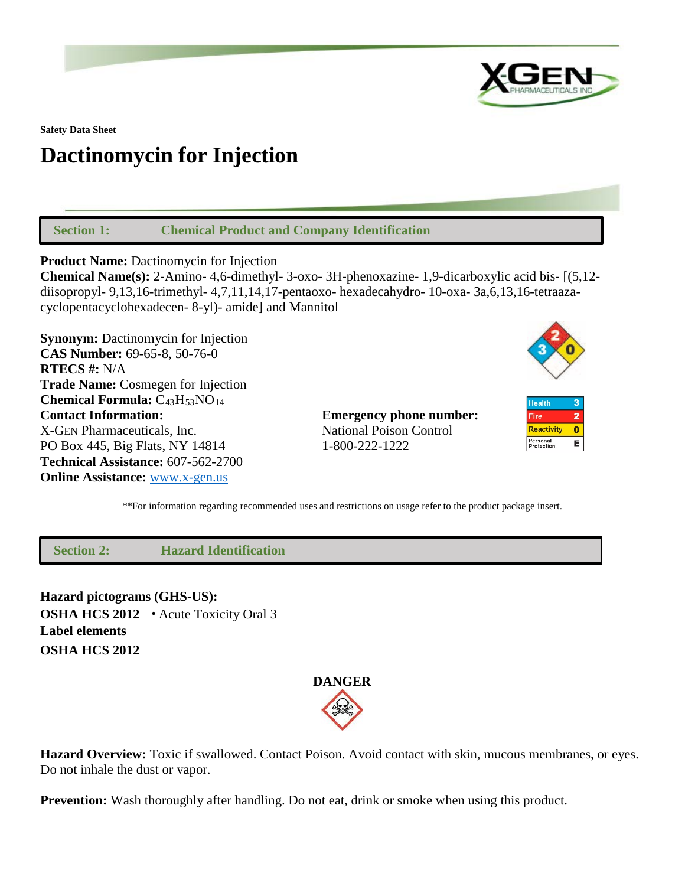**Safety Data Sheet**

# Dactinomycin for Injection

## Section 1: Chemical Product and Company Identification

**Product Name:** Dactinomycin for Injection
**Chemical Name(s):** 2-Amino- 4,6-dimethyl- 3-oxo- 3H-phenoxazine- 1,9-dicarboxylic acid bis- [(5,12-diisopropyl- 9,13,16-trimethyl- 4,7,11,14,17-pentaoxo- hexadecahydro- 10-oxa- 3a,6,13,16-tetraaza-cyclopentacyclohexadecen- 8-yl)- amide] and Mannitol

**Synonym:** Dactinomycin for Injection
**CAS Number:** 69-65-8, 50-76-0
**RTECS #:** N/A
**Trade Name:** Cosmegen for Injection
**Chemical Formula:** $C_{43}H_{53}NO_{14}$
**Contact Information:**
X-GEN Pharmaceuticals, Inc.
PO Box 445, Big Flats, NY 14814
**Technical Assistance:** 607-562-2700
**Online Assistance:** www.x-gen.us

**Emergency phone number:**
National Poison Control
1-800-222-1222

| Health | 3 |
|---|---|
| Fire | 2 |
| Reactivity | 0 |
| Personal Protection | E |

**For information regarding recommended uses and restrictions on usage refer to the product package insert.

## Section 2: Hazard Identification

**Hazard pictograms (GHS-US):**
**OSHA HCS 2012** • Acute Toxicity Oral 3
**Label elements**
**OSHA HCS 2012**

**DANGER**

**Hazard Overview:** Toxic if swallowed. Contact Poison. Avoid contact with skin, mucous membranes, or eyes. Do not inhale the dust or vapor.

**Prevention:** Wash thoroughly after handling. Do not eat, drink or smoke when using this product.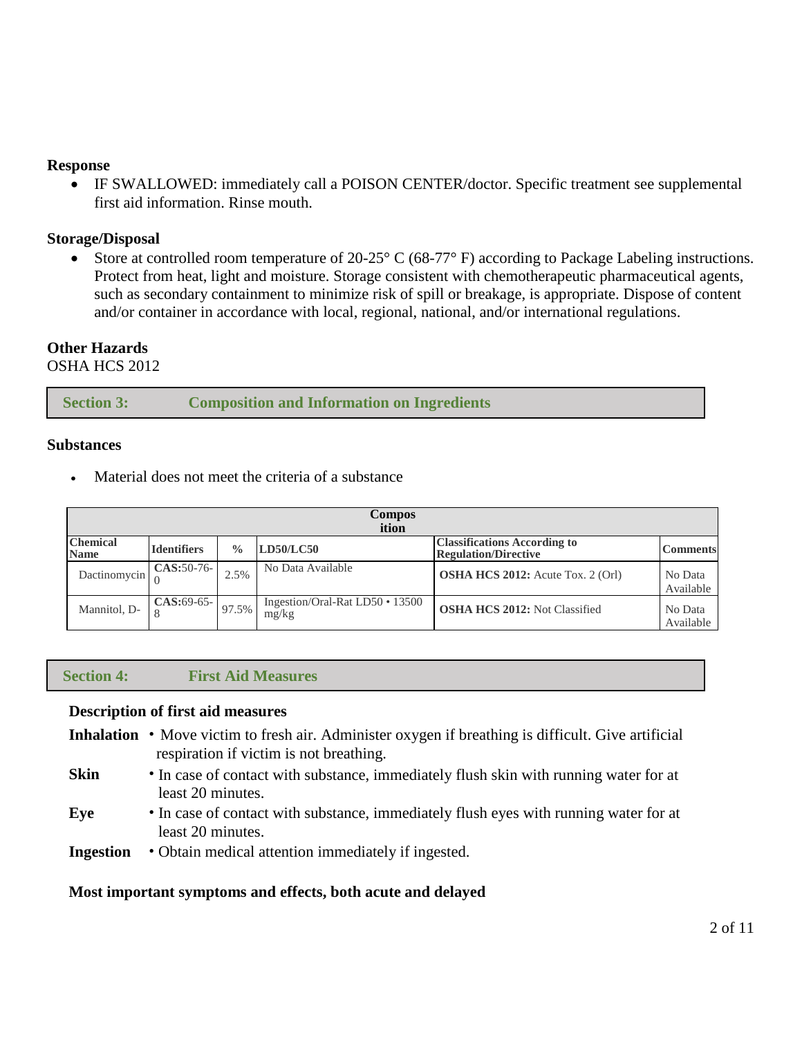### Response

- IF SWALLOWED: immediately call a POISON CENTER/doctor. Specific treatment see supplemental first aid information. Rinse mouth.

### Storage/Disposal

- Store at controlled room temperature of 20-25° C (68-77° F) according to Package Labeling instructions. Protect from heat, light and moisture. Storage consistent with chemotherapeutic pharmaceutical agents, such as secondary containment to minimize risk of spill or breakage, is appropriate. Dispose of content and/or container in accordance with local, regional, national, and/or international regulations.

### Other Hazards

OSHA HCS 2012

## Section 3: Composition and Information on Ingredients

### Substances

- Material does not meet the criteria of a substance

| Composition | | | | | |
|---|---|---|---|---|---|
| **Chemical Name** | **Identifiers** | **%** | **LD50/LC50** | **Classifications According to Regulation/Directive** | **Comments** |
| Dactinomycin | **CAS:**50-76-0 | 2.5% | No Data Available | **OSHA HCS 2012:** Acute Tox. 2 (Orl) | No Data Available |
| Mannitol, D- | **CAS:**69-65-8 | 97.5% | Ingestion/Oral-Rat LD50 • 13500 mg/kg | **OSHA HCS 2012:** Not Classified | No Data Available |

## Section 4: First Aid Measures

### Description of first aid measures

**Inhalation** • Move victim to fresh air. Administer oxygen if breathing is difficult. Give artificial respiration if victim is not breathing.

**Skin** • In case of contact with substance, immediately flush skin with running water for at least 20 minutes.

**Eye** • In case of contact with substance, immediately flush eyes with running water for at least 20 minutes.

**Ingestion** • Obtain medical attention immediately if ingested.

### Most important symptoms and effects, both acute and delayed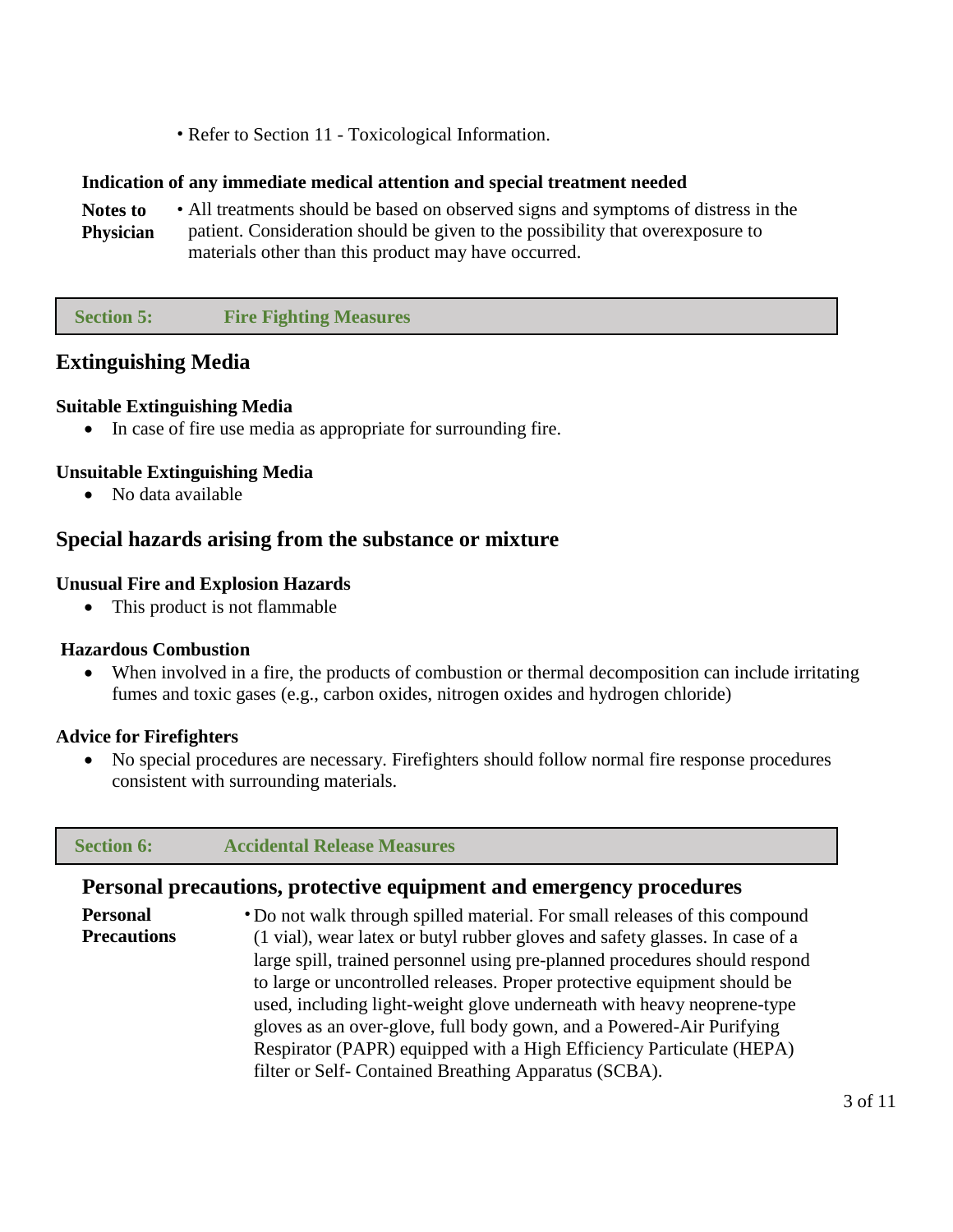- Refer to Section 11 - Toxicological Information.

**Indication of any immediate medical attention and special treatment needed**

**Notes to Physician**
- All treatments should be based on observed signs and symptoms of distress in the patient. Consideration should be given to the possibility that overexposure to materials other than this product may have occurred.

## Section 5: Fire Fighting Measures

### Extinguishing Media

**Suitable Extinguishing Media**

- In case of fire use media as appropriate for surrounding fire.

**Unsuitable Extinguishing Media**

- No data available

### Special hazards arising from the substance or mixture

**Unusual Fire and Explosion Hazards**

- This product is not flammable

**Hazardous Combustion**

- When involved in a fire, the products of combustion or thermal decomposition can include irritating fumes and toxic gases (e.g., carbon oxides, nitrogen oxides and hydrogen chloride)

**Advice for Firefighters**

- No special procedures are necessary. Firefighters should follow normal fire response procedures consistent with surrounding materials.

## Section 6: Accidental Release Measures

### Personal precautions, protective equipment and emergency procedures

**Personal Precautions**
- Do not walk through spilled material. For small releases of this compound (1 vial), wear latex or butyl rubber gloves and safety glasses. In case of a large spill, trained personnel using pre-planned procedures should respond to large or uncontrolled releases. Proper protective equipment should be used, including light-weight glove underneath with heavy neoprene-type gloves as an over-glove, full body gown, and a Powered-Air Purifying Respirator (PAPR) equipped with a High Efficiency Particulate (HEPA) filter or Self- Contained Breathing Apparatus (SCBA).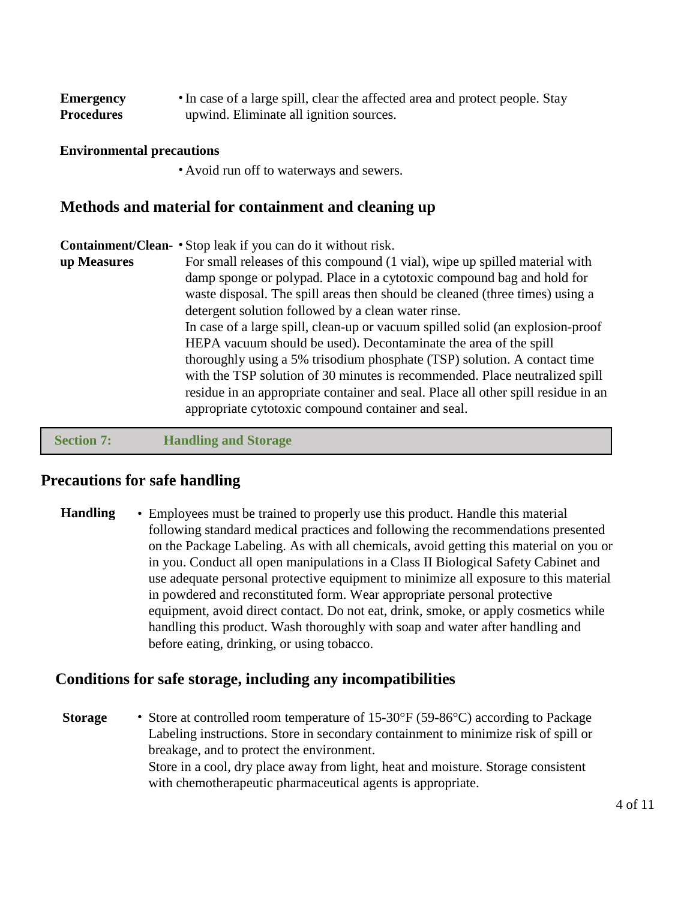**Emergency Procedures**
- In case of a large spill, clear the affected area and protect people. Stay upwind. Eliminate all ignition sources.

**Environmental precautions**

- Avoid run off to waterways and sewers.

## Methods and material for containment and cleaning up

**Containment/Clean-up Measures**
- Stop leak if you can do it without risk.
  For small releases of this compound (1 vial), wipe up spilled material with damp sponge or polypad. Place in a cytotoxic compound bag and hold for waste disposal. The spill areas then should be cleaned (three times) using a detergent solution followed by a clean water rinse.
  In case of a large spill, clean-up or vacuum spilled solid (an explosion-proof HEPA vacuum should be used). Decontaminate the area of the spill thoroughly using a 5% trisodium phosphate (TSP) solution. A contact time with the TSP solution of 30 minutes is recommended. Place neutralized spill residue in an appropriate container and seal. Place all other spill residue in an appropriate cytotoxic compound container and seal.

# Section 7: Handling and Storage

## Precautions for safe handling

**Handling**
- Employees must be trained to properly use this product. Handle this material following standard medical practices and following the recommendations presented on the Package Labeling. As with all chemicals, avoid getting this material on you or in you. Conduct all open manipulations in a Class II Biological Safety Cabinet and use adequate personal protective equipment to minimize all exposure to this material in powdered and reconstituted form. Wear appropriate personal protective equipment, avoid direct contact. Do not eat, drink, smoke, or apply cosmetics while handling this product. Wash thoroughly with soap and water after handling and before eating, drinking, or using tobacco.

## Conditions for safe storage, including any incompatibilities

**Storage**
- Store at controlled room temperature of 15-30°F (59-86°C) according to Package Labeling instructions. Store in secondary containment to minimize risk of spill or breakage, and to protect the environment.
  Store in a cool, dry place away from light, heat and moisture. Storage consistent with chemotherapeutic pharmaceutical agents is appropriate.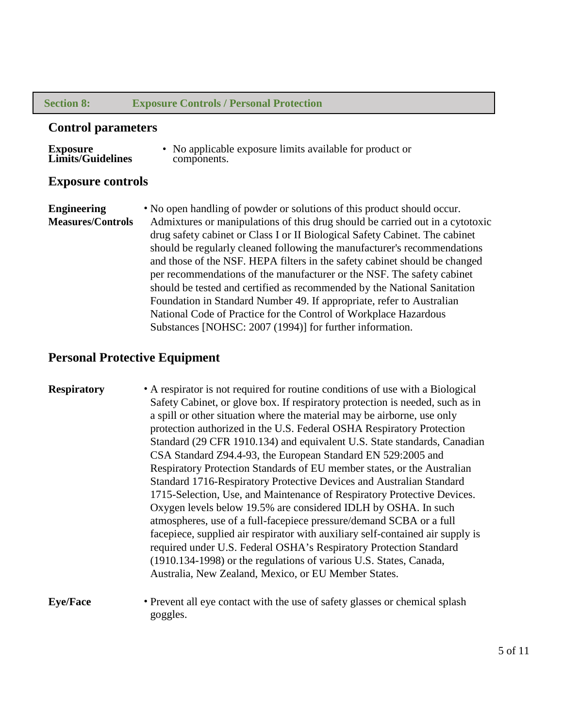## Section 8: Exposure Controls / Personal Protection

### Control parameters

**Exposure Limits/Guidelines**

- No applicable exposure limits available for product or components.

### Exposure controls

**Engineering Measures/Controls**

- No open handling of powder or solutions of this product should occur. Admixtures or manipulations of this drug should be carried out in a cytotoxic drug safety cabinet or Class I or II Biological Safety Cabinet. The cabinet should be regularly cleaned following the manufacturer's recommendations and those of the NSF. HEPA filters in the safety cabinet should be changed per recommendations of the manufacturer or the NSF. The safety cabinet should be tested and certified as recommended by the National Sanitation Foundation in Standard Number 49. If appropriate, refer to Australian National Code of Practice for the Control of Workplace Hazardous Substances [NOHSC: 2007 (1994)] for further information.

### Personal Protective Equipment

**Respiratory**

- A respirator is not required for routine conditions of use with a Biological Safety Cabinet, or glove box. If respiratory protection is needed, such as in a spill or other situation where the material may be airborne, use only protection authorized in the U.S. Federal OSHA Respiratory Protection Standard (29 CFR 1910.134) and equivalent U.S. State standards, Canadian CSA Standard Z94.4-93, the European Standard EN 529:2005 and Respiratory Protection Standards of EU member states, or the Australian Standard 1716-Respiratory Protective Devices and Australian Standard 1715-Selection, Use, and Maintenance of Respiratory Protective Devices. Oxygen levels below 19.5% are considered IDLH by OSHA. In such atmospheres, use of a full-facepiece pressure/demand SCBA or a full facepiece, supplied air respirator with auxiliary self-contained air supply is required under U.S. Federal OSHA's Respiratory Protection Standard (1910.134-1998) or the regulations of various U.S. States, Canada, Australia, New Zealand, Mexico, or EU Member States.

**Eye/Face**

- Prevent all eye contact with the use of safety glasses or chemical splash goggles.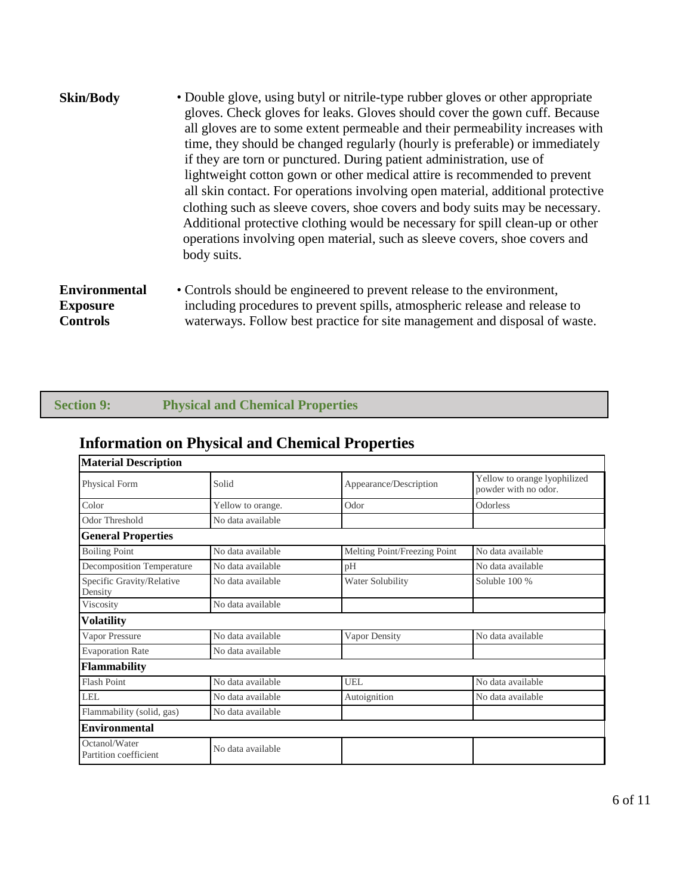**Skin/Body**

- Double glove, using butyl or nitrile-type rubber gloves or other appropriate gloves. Check gloves for leaks. Gloves should cover the gown cuff. Because all gloves are to some extent permeable and their permeability increases with time, they should be changed regularly (hourly is preferable) or immediately if they are torn or punctured. During patient administration, use of lightweight cotton gown or other medical attire is recommended to prevent all skin contact. For operations involving open material, additional protective clothing such as sleeve covers, shoe covers and body suits may be necessary. Additional protective clothing would be necessary for spill clean-up or other operations involving open material, such as sleeve covers, shoe covers and body suits.

**Environmental Exposure Controls**

- Controls should be engineered to prevent release to the environment, including procedures to prevent spills, atmospheric release and release to waterways. Follow best practice for site management and disposal of waste.

## Section 9: Physical and Chemical Properties

### Information on Physical and Chemical Properties

| **Material Description** | | | |
|---|---|---|---|
| Physical Form | Solid | Appearance/Description | Yellow to orange lyophilized powder with no odor. |
| Color | Yellow to orange. | Odor | Odorless |
| Odor Threshold | No data available | | |
| **General Properties** | | | |
| Boiling Point | No data available | Melting Point/Freezing Point | No data available |
| Decomposition Temperature | No data available | pH | No data available |
| Specific Gravity/Relative Density | No data available | Water Solubility | Soluble 100 % |
| Viscosity | No data available | | |
| **Volatility** | | | |
| Vapor Pressure | No data available | Vapor Density | No data available |
| Evaporation Rate | No data available | | |
| **Flammability** | | | |
| Flash Point | No data available | UEL | No data available |
| LEL | No data available | Autoignition | No data available |
| Flammability (solid, gas) | No data available | | |
| **Environmental** | | | |
| Octanol/Water Partition coefficient | No data available | | |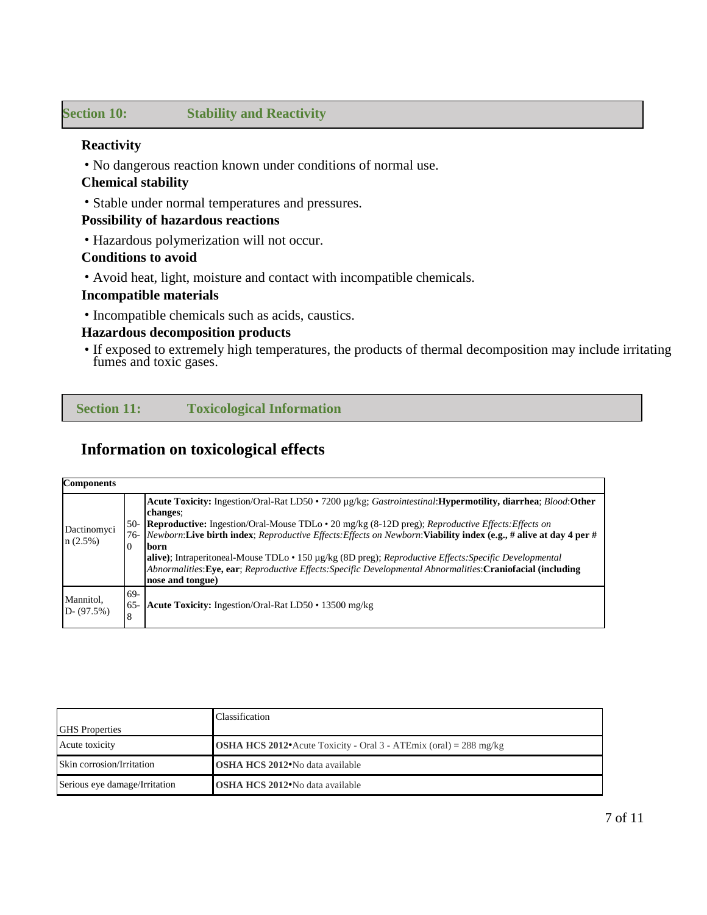## Section 10: Stability and Reactivity

**Reactivity**

- No dangerous reaction known under conditions of normal use.

**Chemical stability**

- Stable under normal temperatures and pressures.

**Possibility of hazardous reactions**

- Hazardous polymerization will not occur.

**Conditions to avoid**

- Avoid heat, light, moisture and contact with incompatible chemicals.

**Incompatible materials**

- Incompatible chemicals such as acids, caustics.

**Hazardous decomposition products**

- If exposed to extremely high temperatures, the products of thermal decomposition may include irritating fumes and toxic gases.

## Section 11: Toxicological Information

### Information on toxicological effects

| **Components** | | |
|---|---|---|
| Dactinomycin (2.5%) | 50-76-0 | **Acute Toxicity:** Ingestion/Oral-Rat LD50 • 7200 µg/kg; *Gastrointestinal*:**Hypermotility, diarrhea**; *Blood*:**Other changes**; **Reproductive:** Ingestion/Oral-Mouse TDLo • 20 mg/kg (8-12D preg); *Reproductive Effects:Effects on Newborn*:**Live birth index**; *Reproductive Effects:Effects on Newborn*:**Viability index (e.g., # alive at day 4 per # born alive)**; Intraperitoneal-Mouse TDLo • 150 µg/kg (8D preg); *Reproductive Effects:Specific Developmental Abnormalities*:**Eye, ear**; *Reproductive Effects:Specific Developmental Abnormalities*:**Craniofacial (including nose and tongue)** |
| Mannitol, D- (97.5%) | 69-65-8 | **Acute Toxicity:** Ingestion/Oral-Rat LD50 • 13500 mg/kg |

| GHS Properties | Classification |
|---|---|
| Acute toxicity | **OSHA HCS 2012**•Acute Toxicity - Oral 3 - ATEmix (oral) = 288 mg/kg |
| Skin corrosion/Irritation | **OSHA HCS 2012**•No data available |
| Serious eye damage/Irritation | **OSHA HCS 2012**•No data available |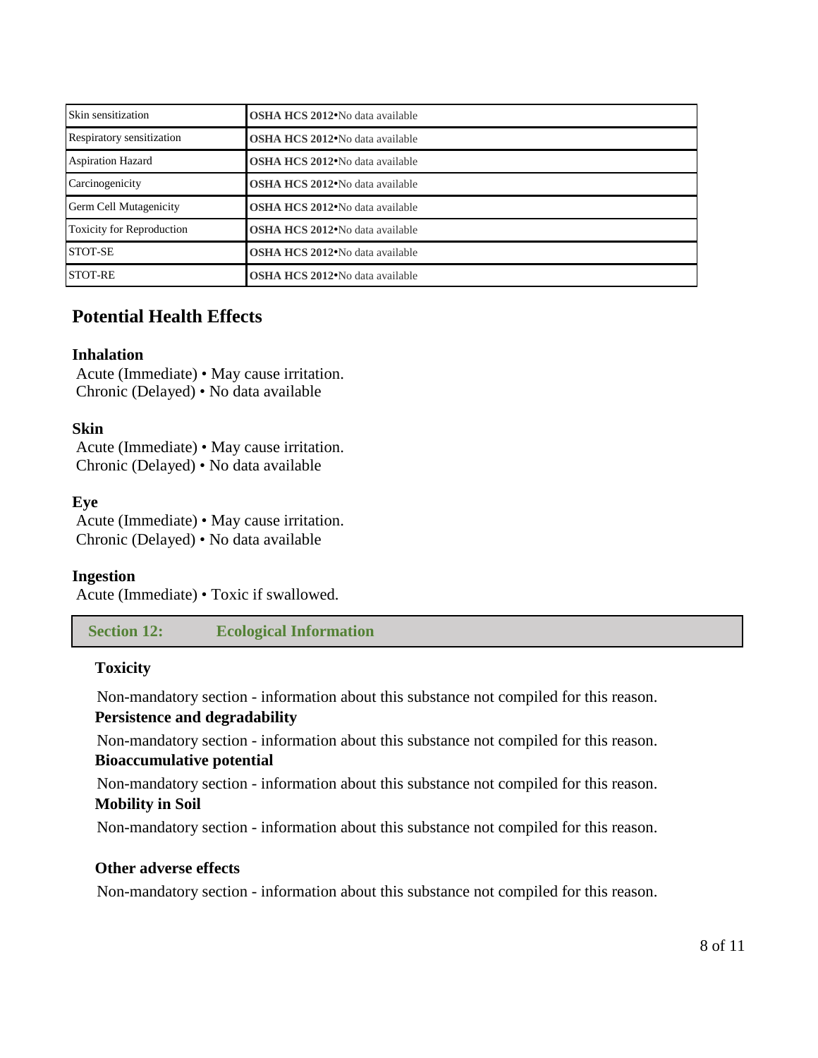| | |
|---|---|
| Skin sensitization | **OSHA HCS 2012**•No data available |
| Respiratory sensitization | **OSHA HCS 2012**•No data available |
| Aspiration Hazard | **OSHA HCS 2012**•No data available |
| Carcinogenicity | **OSHA HCS 2012**•No data available |
| Germ Cell Mutagenicity | **OSHA HCS 2012**•No data available |
| Toxicity for Reproduction | **OSHA HCS 2012**•No data available |
| STOT-SE | **OSHA HCS 2012**•No data available |
| STOT-RE | **OSHA HCS 2012**•No data available |

## Potential Health Effects

**Inhalation**

Acute (Immediate) • May cause irritation.
Chronic (Delayed) • No data available

**Skin**

Acute (Immediate) • May cause irritation.
Chronic (Delayed) • No data available

**Eye**

Acute (Immediate) • May cause irritation.
Chronic (Delayed) • No data available

**Ingestion**

Acute (Immediate) • Toxic if swallowed.

## Section 12: Ecological Information

**Toxicity**

Non-mandatory section - information about this substance not compiled for this reason.

**Persistence and degradability**

Non-mandatory section - information about this substance not compiled for this reason.

**Bioaccumulative potential**

Non-mandatory section - information about this substance not compiled for this reason.

**Mobility in Soil**

Non-mandatory section - information about this substance not compiled for this reason.

**Other adverse effects**

Non-mandatory section - information about this substance not compiled for this reason.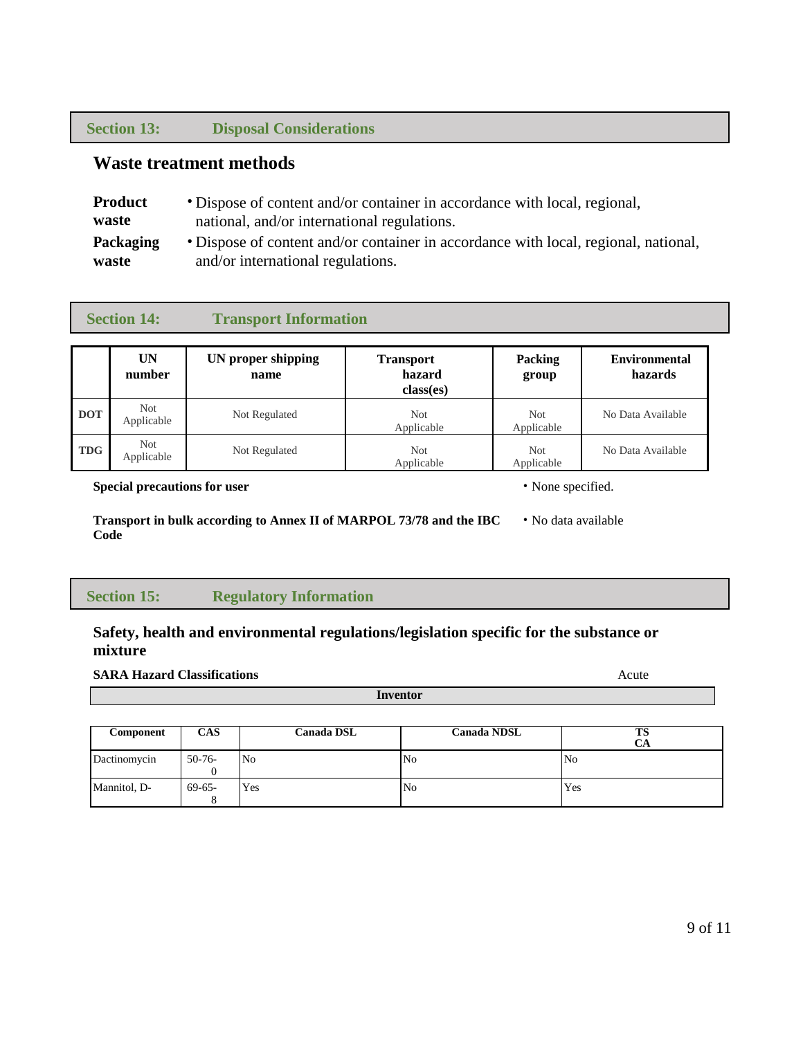## Section 13: Disposal Considerations

### Waste treatment methods

**Product waste**
- Dispose of content and/or container in accordance with local, regional, national, and/or international regulations.

**Packaging waste**
- Dispose of content and/or container in accordance with local, regional, national, and/or international regulations.

## Section 14: Transport Information

| | UN number | UN proper shipping name | Transport hazard class(es) | Packing group | Environmental hazards |
|---|---|---|---|---|---|
| **DOT** | Not Applicable | Not Regulated | Not Applicable | Not Applicable | No Data Available |
| **TDG** | Not Applicable | Not Regulated | Not Applicable | Not Applicable | No Data Available |

**Special precautions for user**
- None specified.

**Transport in bulk according to Annex II of MARPOL 73/78 and the IBC Code**
- No data available

## Section 15: Regulatory Information

### Safety, health and environmental regulations/legislation specific for the substance or mixture

**SARA Hazard Classifications** Acute

**Inventor**

| Component | CAS | Canada DSL | Canada NDSL | TSCA |
|---|---|---|---|---|
| Dactinomycin | 50-76-0 | No | No | No |
| Mannitol, D- | 69-65-8 | Yes | No | Yes |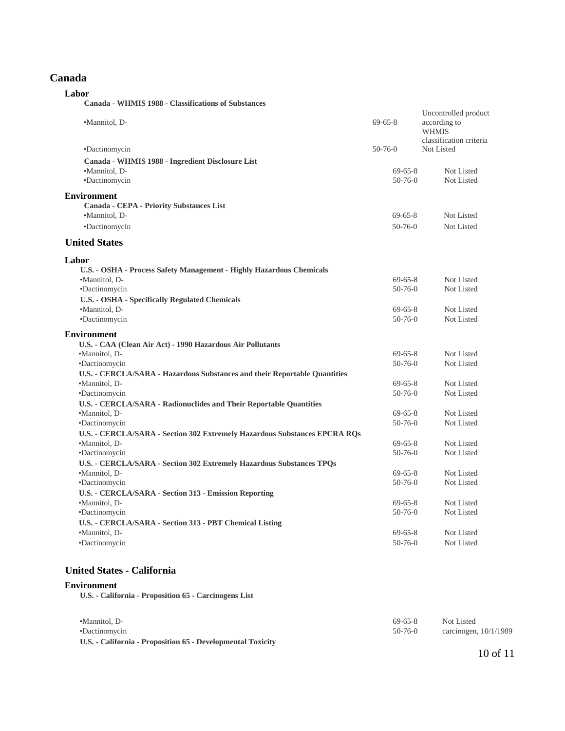## Canada

### Labor

**Canada - WHMIS 1988 - Classifications of Substances**

| | | |
|---|---|---|
| •Mannitol, D- | 69-65-8 | Uncontrolled product according to WHMIS classification criteria |
| •Dactinomycin | 50-76-0 | Not Listed |

**Canada - WHMIS 1988 - Ingredient Disclosure List**

| | | |
|---|---|---|
| •Mannitol, D- | 69-65-8 | Not Listed |
| •Dactinomycin | 50-76-0 | Not Listed |

### Environment

**Canada - CEPA - Priority Substances List**

| | | |
|---|---|---|
| •Mannitol, D- | 69-65-8 | Not Listed |
| •Dactinomycin | 50-76-0 | Not Listed |

## United States

### Labor

**U.S. - OSHA - Process Safety Management - Highly Hazardous Chemicals**

| | | |
|---|---|---|
| •Mannitol, D- | 69-65-8 | Not Listed |
| •Dactinomycin | 50-76-0 | Not Listed |

**U.S. - OSHA - Specifically Regulated Chemicals**

| | | |
|---|---|---|
| •Mannitol, D- | 69-65-8 | Not Listed |
| •Dactinomycin | 50-76-0 | Not Listed |

### Environment

**U.S. - CAA (Clean Air Act) - 1990 Hazardous Air Pollutants**

| | | |
|---|---|---|
| •Mannitol, D- | 69-65-8 | Not Listed |
| •Dactinomycin | 50-76-0 | Not Listed |

**U.S. - CERCLA/SARA - Hazardous Substances and their Reportable Quantities**

| | | |
|---|---|---|
| •Mannitol, D- | 69-65-8 | Not Listed |
| •Dactinomycin | 50-76-0 | Not Listed |

**U.S. - CERCLA/SARA - Radionuclides and Their Reportable Quantities**

| | | |
|---|---|---|
| •Mannitol, D- | 69-65-8 | Not Listed |
| •Dactinomycin | 50-76-0 | Not Listed |

**U.S. - CERCLA/SARA - Section 302 Extremely Hazardous Substances EPCRA RQs**

| | | |
|---|---|---|
| •Mannitol, D- | 69-65-8 | Not Listed |
| •Dactinomycin | 50-76-0 | Not Listed |

**U.S. - CERCLA/SARA - Section 302 Extremely Hazardous Substances TPQs**

| | | |
|---|---|---|
| •Mannitol, D- | 69-65-8 | Not Listed |
| •Dactinomycin | 50-76-0 | Not Listed |

**U.S. - CERCLA/SARA - Section 313 - Emission Reporting**

| | | |
|---|---|---|
| •Mannitol, D- | 69-65-8 | Not Listed |
| •Dactinomycin | 50-76-0 | Not Listed |

**U.S. - CERCLA/SARA - Section 313 - PBT Chemical Listing**

| | | |
|---|---|---|
| •Mannitol, D- | 69-65-8 | Not Listed |
| •Dactinomycin | 50-76-0 | Not Listed |

## United States - California

### Environment

**U.S. - California - Proposition 65 - Carcinogens List**

| | | |
|---|---|---|
| •Mannitol, D- | 69-65-8 | Not Listed |
| •Dactinomycin | 50-76-0 | carcinogen, 10/1/1989 |

**U.S. - California - Proposition 65 - Developmental Toxicity**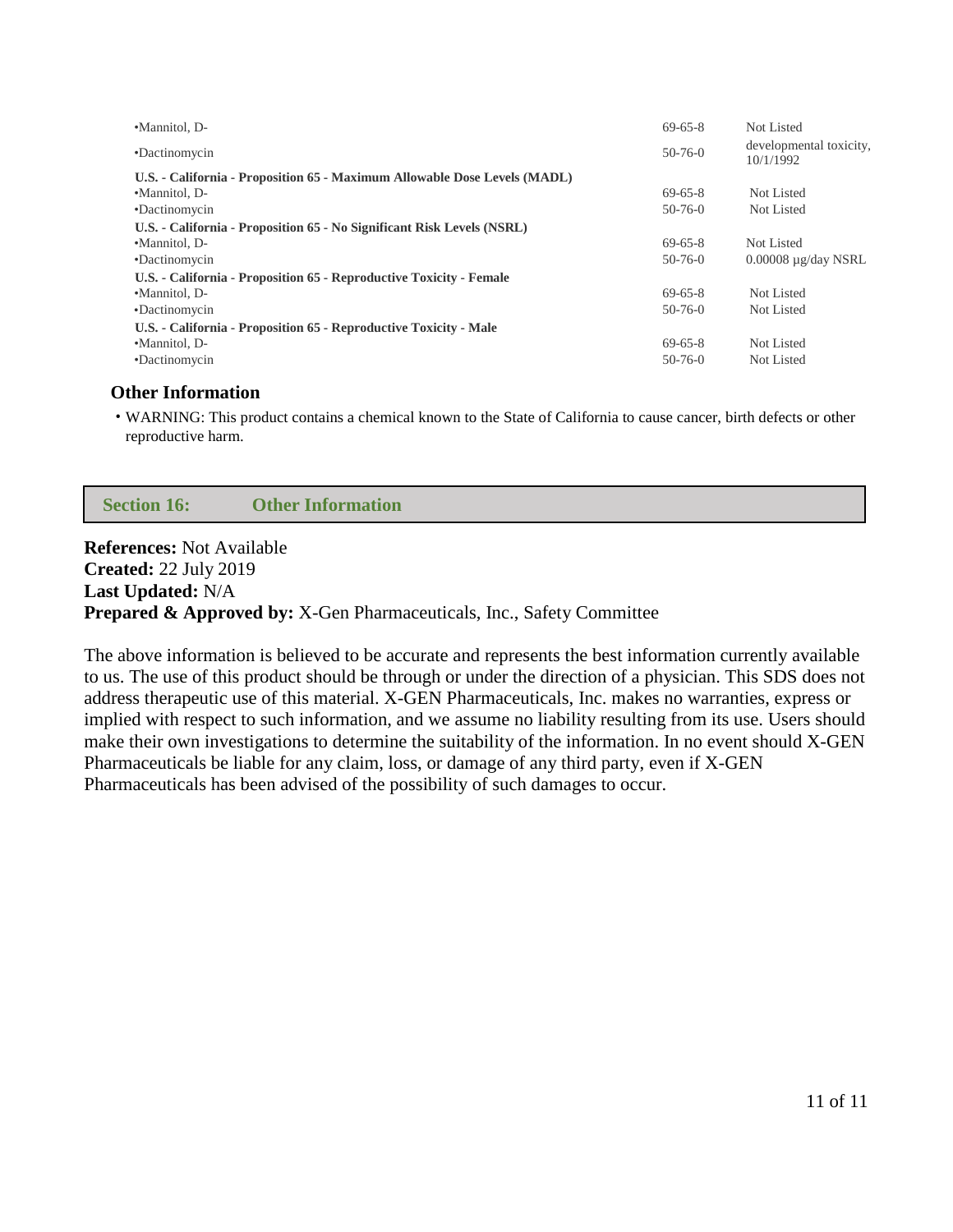| | | |
|---|---|---|
| •Mannitol, D- | 69-65-8 | Not Listed |
| •Dactinomycin | 50-76-0 | developmental toxicity, 10/1/1992 |
| **U.S. - California - Proposition 65 - Maximum Allowable Dose Levels (MADL)** | | |
| •Mannitol, D- | 69-65-8 | Not Listed |
| •Dactinomycin | 50-76-0 | Not Listed |
| **U.S. - California - Proposition 65 - No Significant Risk Levels (NSRL)** | | |
| •Mannitol, D- | 69-65-8 | Not Listed |
| •Dactinomycin | 50-76-0 | 0.00008 µg/day NSRL |
| **U.S. - California - Proposition 65 - Reproductive Toxicity - Female** | | |
| •Mannitol, D- | 69-65-8 | Not Listed |
| •Dactinomycin | 50-76-0 | Not Listed |
| **U.S. - California - Proposition 65 - Reproductive Toxicity - Male** | | |
| •Mannitol, D- | 69-65-8 | Not Listed |
| •Dactinomycin | 50-76-0 | Not Listed |

### Other Information

- WARNING: This product contains a chemical known to the State of California to cause cancer, birth defects or other reproductive harm.

## Section 16: Other Information

**References:** Not Available
**Created:** 22 July 2019
**Last Updated:** N/A
**Prepared & Approved by:** X-Gen Pharmaceuticals, Inc., Safety Committee

The above information is believed to be accurate and represents the best information currently available to us. The use of this product should be through or under the direction of a physician. This SDS does not address therapeutic use of this material. X-GEN Pharmaceuticals, Inc. makes no warranties, express or implied with respect to such information, and we assume no liability resulting from its use. Users should make their own investigations to determine the suitability of the information. In no event should X-GEN Pharmaceuticals be liable for any claim, loss, or damage of any third party, even if X-GEN Pharmaceuticals has been advised of the possibility of such damages to occur.